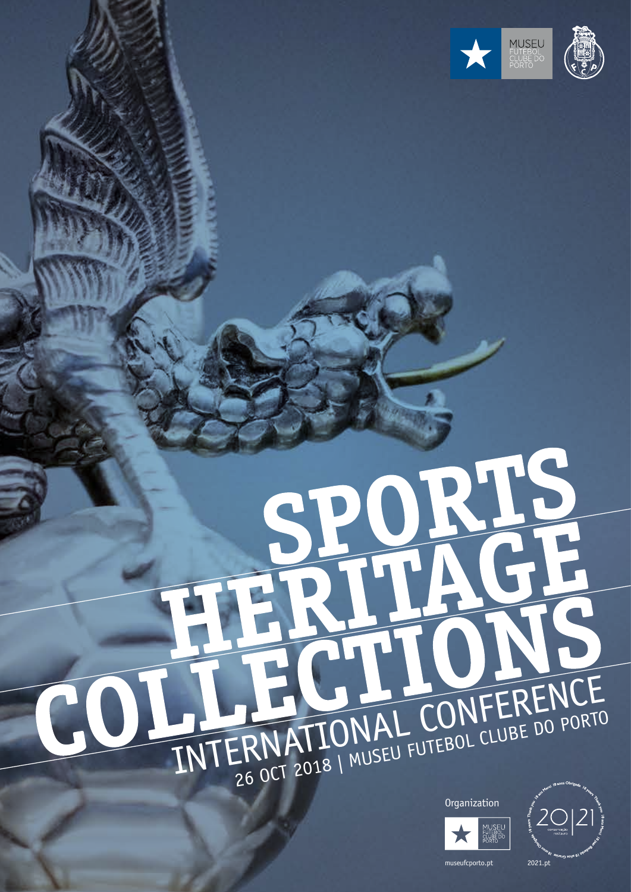MUSEU FUTEBOL CLUBE DO PORTO

# SPORTS HERITAGE COLLECTIONS

## INTERNATIONAL CONFERENCE

26 OCT 2018 | MUSEU FUTEBOL CLUBE DO PORTO

Organization

MUSEU FUTEBOL CLUBE DO PORTO

museufcporto.pt

20|21 conservação restauro

2021.pt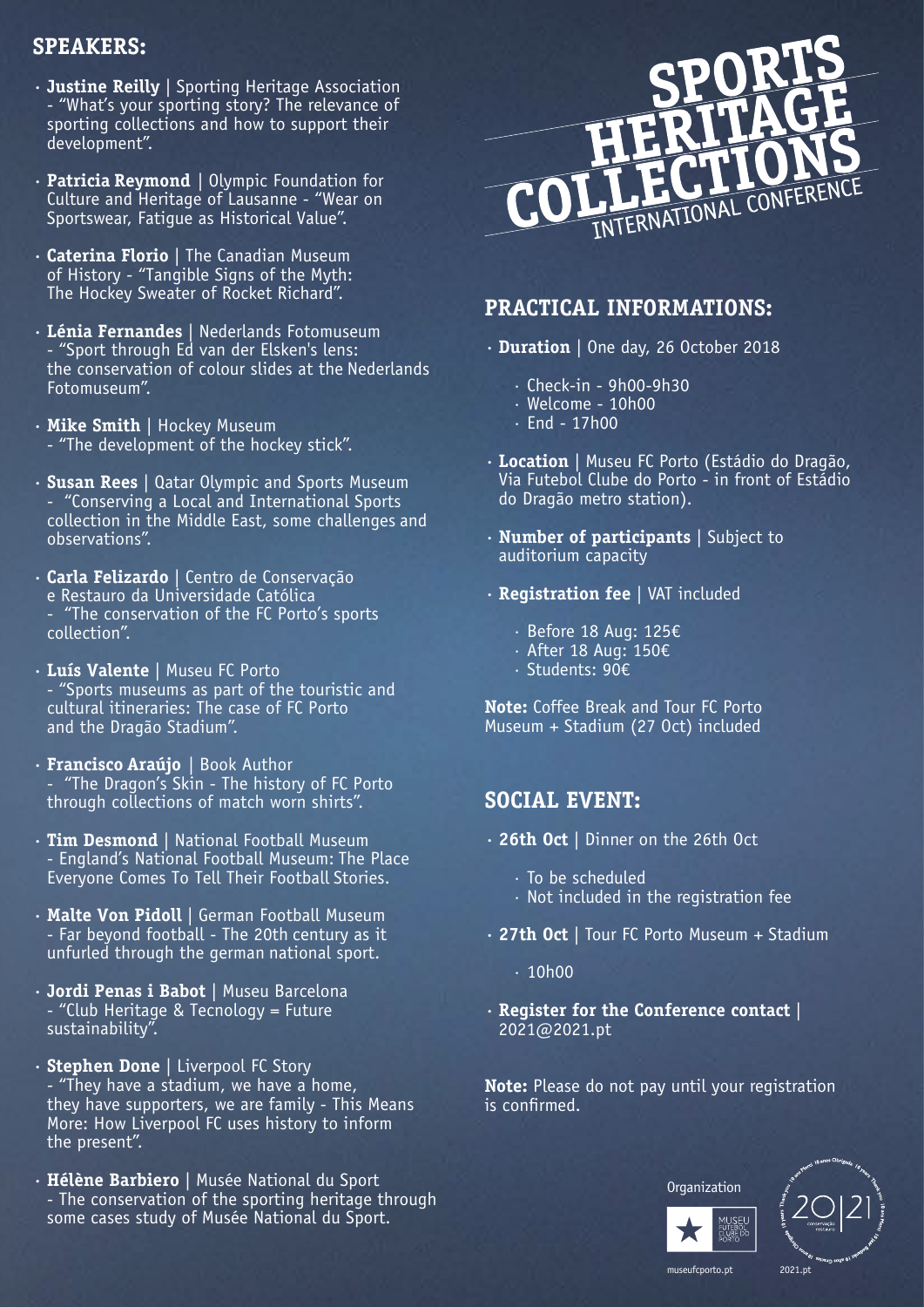## SPEAKERS:

- **Justine Reilly** | Sporting Heritage Association - "What's your sporting story? The relevance of sporting collections and how to support their development".
- **Patricia Reymond** | Olympic Foundation for Culture and Heritage of Lausanne - "Wear on Sportswear, Fatigue as Historical Value".
- **Caterina Florio** | The Canadian Museum of History - "Tangible Signs of the Myth: The Hockey Sweater of Rocket Richard".
- **Lénia Fernandes** | Nederlands Fotomuseum - "Sport through Ed van der Elsken's lens: the conservation of colour slides at the Nederlands Fotomuseum".
- **Mike Smith** | Hockey Museum - "The development of the hockey stick".
- **Susan Rees** | Qatar Olympic and Sports Museum - "Conserving a Local and International Sports collection in the Middle East, some challenges and observations".
- **Carla Felizardo** | Centro de Conservação e Restauro da Universidade Católica - "The conservation of the FC Porto's sports collection".
- **Luís Valente** | Museu FC Porto - "Sports museums as part of the touristic and cultural itineraries: The case of FC Porto and the Dragão Stadium".
- **Francisco Araújo** | Book Author - "The Dragon's Skin - The history of FC Porto through collections of match worn shirts".
- **Tim Desmond** | National Football Museum - England's National Football Museum: The Place Everyone Comes To Tell Their Football Stories.
- **Malte Von Pidoll** | German Football Museum - Far beyond football - The 20th century as it unfurled through the german national sport.
- **Jordi Penas i Babot** | Museu Barcelona - "Club Heritage & Tecnology = Future sustainability".
- **Stephen Done** | Liverpool FC Story - "They have a stadium, we have a home, they have supporters, we are family - This Means More: How Liverpool FC uses history to inform the present".
- **Hélène Barbiero** | Musée National du Sport - The conservation of the sporting heritage through some cases study of Musée National du Sport.

# SPORTS HERITAGE COLLECTIONS
INTERNATIONAL CONFERENCE

## PRACTICAL INFORMATIONS:

- **Duration** | One day, 26 October 2018
  - Check-in - 9h00-9h30
  - Welcome - 10h00
  - End - 17h00
- **Location** | Museu FC Porto (Estádio do Dragão, Via Futebol Clube do Porto - in front of Estádio do Dragão metro station).
- **Number of participants** | Subject to auditorium capacity
- **Registration fee** | VAT included
  - Before 18 Aug: 125€
  - After 18 Aug: 150€
  - Students: 90€

**Note:** Coffee Break and Tour FC Porto Museum + Stadium (27 Oct) included

## SOCIAL EVENT:

- **26th Oct** | Dinner on the 26th Oct
  - To be scheduled
  - Not included in the registration fee
- **27th Oct** | Tour FC Porto Museum + Stadium
  - 10h00
- **Register for the Conference contact** | 2021@2021.pt

**Note:** Please do not pay until your registration is confirmed.

Organization

museufcporto.pt 2021.pt